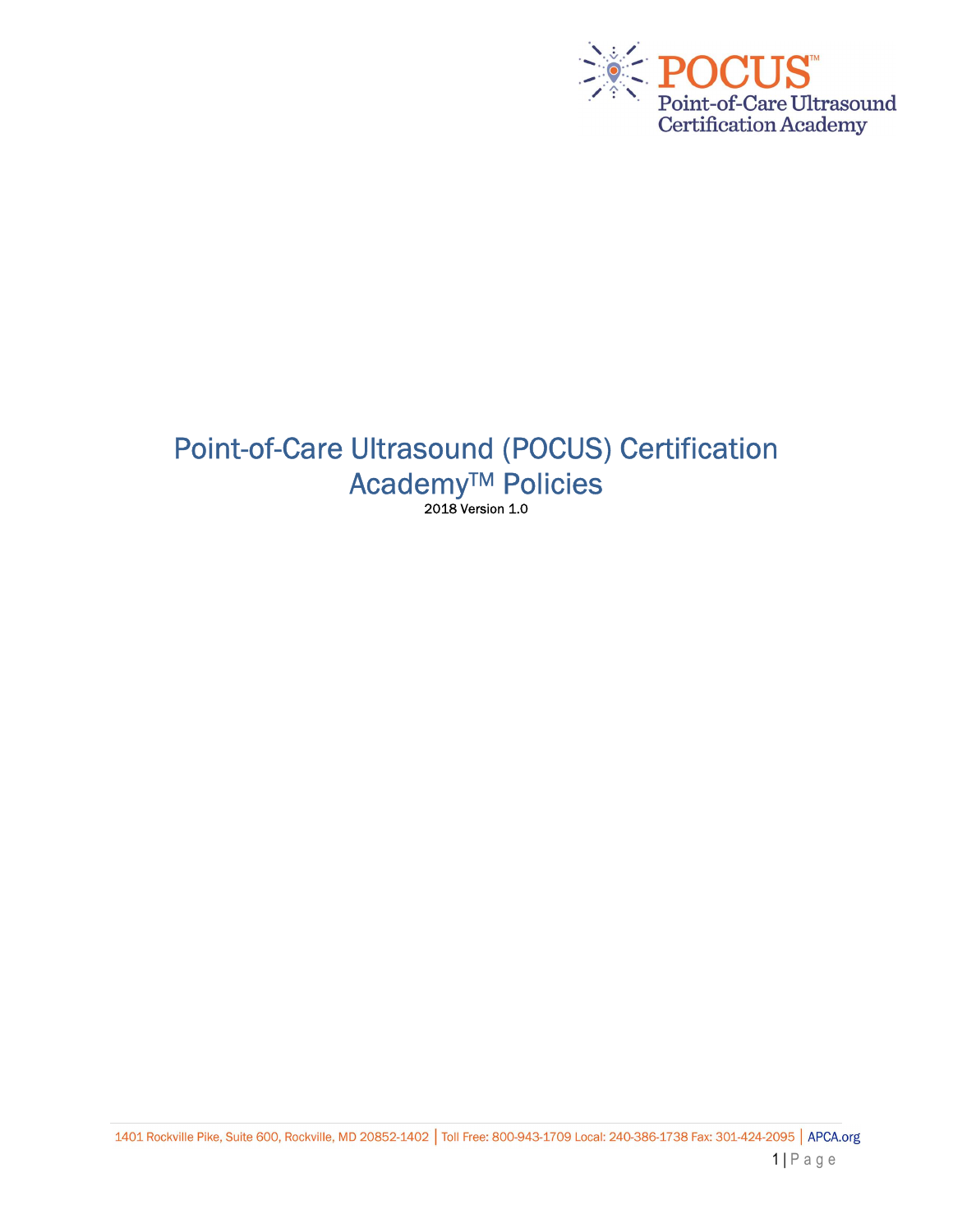POCUS™

Point-of-Care Ultrasound Certification Academy

# Point-of-Care Ultrasound (POCUS) Certification Academy™ Policies

2018 Version 1.0

1401 Rockville Pike, Suite 600, Rockville, MD 20852-1402 | Toll Free: 800-943-1709 Local: 240-386-1738 Fax: 301-424-2095 | APCA.org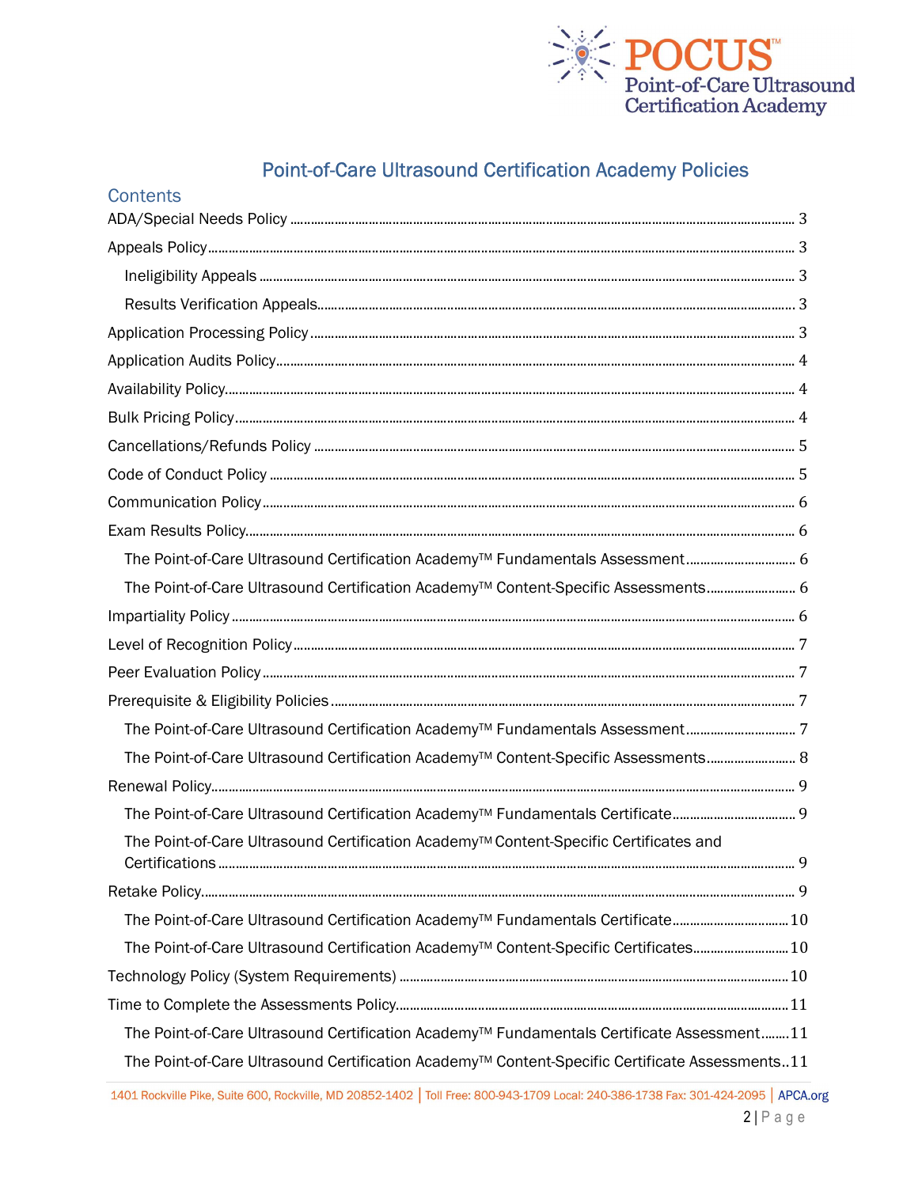# Point-of-Care Ultrasound Certification Academy Policies

## Contents

- ADA/Special Needs Policy ..... 3
- Appeals Policy ..... 3
  - Ineligibility Appeals ..... 3
  - Results Verification Appeals ..... 3
- Application Processing Policy ..... 3
- Application Audits Policy ..... 4
- Availability Policy ..... 4
- Bulk Pricing Policy ..... 4
- Cancellations/Refunds Policy ..... 5
- Code of Conduct Policy ..... 5
- Communication Policy ..... 6
- Exam Results Policy ..... 6
  - The Point-of-Care Ultrasound Certification Academy™ Fundamentals Assessment ..... 6
  - The Point-of-Care Ultrasound Certification Academy™ Content-Specific Assessments ..... 6
- Impartiality Policy ..... 6
- Level of Recognition Policy ..... 7
- Peer Evaluation Policy ..... 7
- Prerequisite & Eligibility Policies ..... 7
  - The Point-of-Care Ultrasound Certification Academy™ Fundamentals Assessment ..... 7
  - The Point-of-Care Ultrasound Certification Academy™ Content-Specific Assessments ..... 8
- Renewal Policy ..... 9
  - The Point-of-Care Ultrasound Certification Academy™ Fundamentals Certificate ..... 9
  - The Point-of-Care Ultrasound Certification Academy™ Content-Specific Certificates and Certifications ..... 9
- Retake Policy ..... 9
  - The Point-of-Care Ultrasound Certification Academy™ Fundamentals Certificate ..... 10
  - The Point-of-Care Ultrasound Certification Academy™ Content-Specific Certificates ..... 10
- Technology Policy (System Requirements) ..... 10
- Time to Complete the Assessments Policy ..... 11
  - The Point-of-Care Ultrasound Certification Academy™ Fundamentals Certificate Assessment ..... 11
  - The Point-of-Care Ultrasound Certification Academy™ Content-Specific Certificate Assessments ..... 11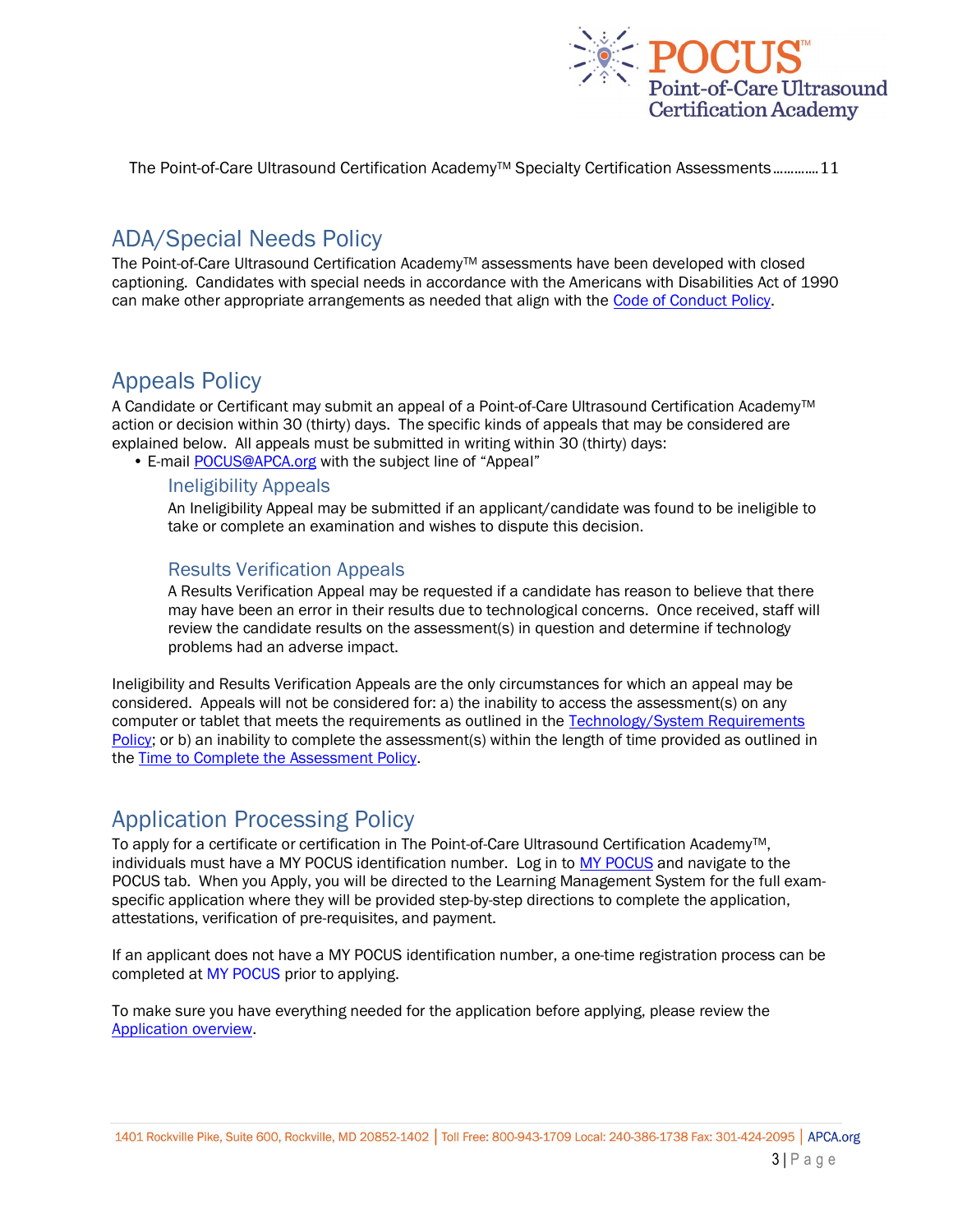The Point-of-Care Ultrasound Certification Academy™ Specialty Certification Assessments............11

## ADA/Special Needs Policy

The Point-of-Care Ultrasound Certification Academy™ assessments have been developed with closed captioning. Candidates with special needs in accordance with the Americans with Disabilities Act of 1990 can make other appropriate arrangements as needed that align with the Code of Conduct Policy.

## Appeals Policy

A Candidate or Certificant may submit an appeal of a Point-of-Care Ultrasound Certification Academy™ action or decision within 30 (thirty) days. The specific kinds of appeals that may be considered are explained below. All appeals must be submitted in writing within 30 (thirty) days:

- E-mail POCUS@APCA.org with the subject line of "Appeal"

### Ineligibility Appeals

An Ineligibility Appeal may be submitted if an applicant/candidate was found to be ineligible to take or complete an examination and wishes to dispute this decision.

### Results Verification Appeals

A Results Verification Appeal may be requested if a candidate has reason to believe that there may have been an error in their results due to technological concerns. Once received, staff will review the candidate results on the assessment(s) in question and determine if technology problems had an adverse impact.

Ineligibility and Results Verification Appeals are the only circumstances for which an appeal may be considered. Appeals will not be considered for: a) the inability to access the assessment(s) on any computer or tablet that meets the requirements as outlined in the Technology/System Requirements Policy; or b) an inability to complete the assessment(s) within the length of time provided as outlined in the Time to Complete the Assessment Policy.

## Application Processing Policy

To apply for a certificate or certification in The Point-of-Care Ultrasound Certification Academy™, individuals must have a MY POCUS identification number. Log in to MY POCUS and navigate to the POCUS tab. When you Apply, you will be directed to the Learning Management System for the full exam-specific application where they will be provided step-by-step directions to complete the application, attestations, verification of pre-requisites, and payment.

If an applicant does not have a MY POCUS identification number, a one-time registration process can be completed at MY POCUS prior to applying.

To make sure you have everything needed for the application before applying, please review the Application overview.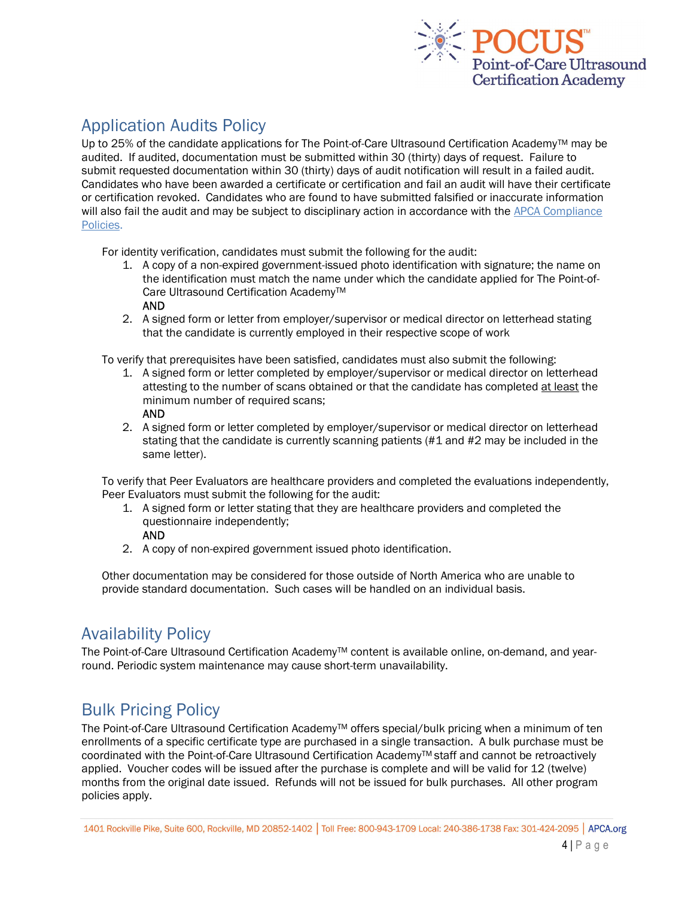## Application Audits Policy

Up to 25% of the candidate applications for The Point-of-Care Ultrasound Certification Academy™ may be audited. If audited, documentation must be submitted within 30 (thirty) days of request. Failure to submit requested documentation within 30 (thirty) days of audit notification will result in a failed audit. Candidates who have been awarded a certificate or certification and fail an audit will have their certificate or certification revoked. Candidates who are found to have submitted falsified or inaccurate information will also fail the audit and may be subject to disciplinary action in accordance with the APCA Compliance Policies.

For identity verification, candidates must submit the following for the audit:

1. A copy of a non-expired government-issued photo identification with signature; the name on the identification must match the name under which the candidate applied for The Point-of-Care Ultrasound Certification Academy™
   AND
2. A signed form or letter from employer/supervisor or medical director on letterhead stating that the candidate is currently employed in their respective scope of work

To verify that prerequisites have been satisfied, candidates must also submit the following:

1. A signed form or letter completed by employer/supervisor or medical director on letterhead attesting to the number of scans obtained or that the candidate has completed at least the minimum number of required scans;
   AND
2. A signed form or letter completed by employer/supervisor or medical director on letterhead stating that the candidate is currently scanning patients (#1 and #2 may be included in the same letter).

To verify that Peer Evaluators are healthcare providers and completed the evaluations independently, Peer Evaluators must submit the following for the audit:

1. A signed form or letter stating that they are healthcare providers and completed the questionnaire independently;
   AND
2. A copy of non-expired government issued photo identification.

Other documentation may be considered for those outside of North America who are unable to provide standard documentation. Such cases will be handled on an individual basis.

## Availability Policy

The Point-of-Care Ultrasound Certification Academy™ content is available online, on-demand, and year-round. Periodic system maintenance may cause short-term unavailability.

## Bulk Pricing Policy

The Point-of-Care Ultrasound Certification Academy™ offers special/bulk pricing when a minimum of ten enrollments of a specific certificate type are purchased in a single transaction. A bulk purchase must be coordinated with the Point-of-Care Ultrasound Certification Academy™ staff and cannot be retroactively applied. Voucher codes will be issued after the purchase is complete and will be valid for 12 (twelve) months from the original date issued. Refunds will not be issued for bulk purchases. All other program policies apply.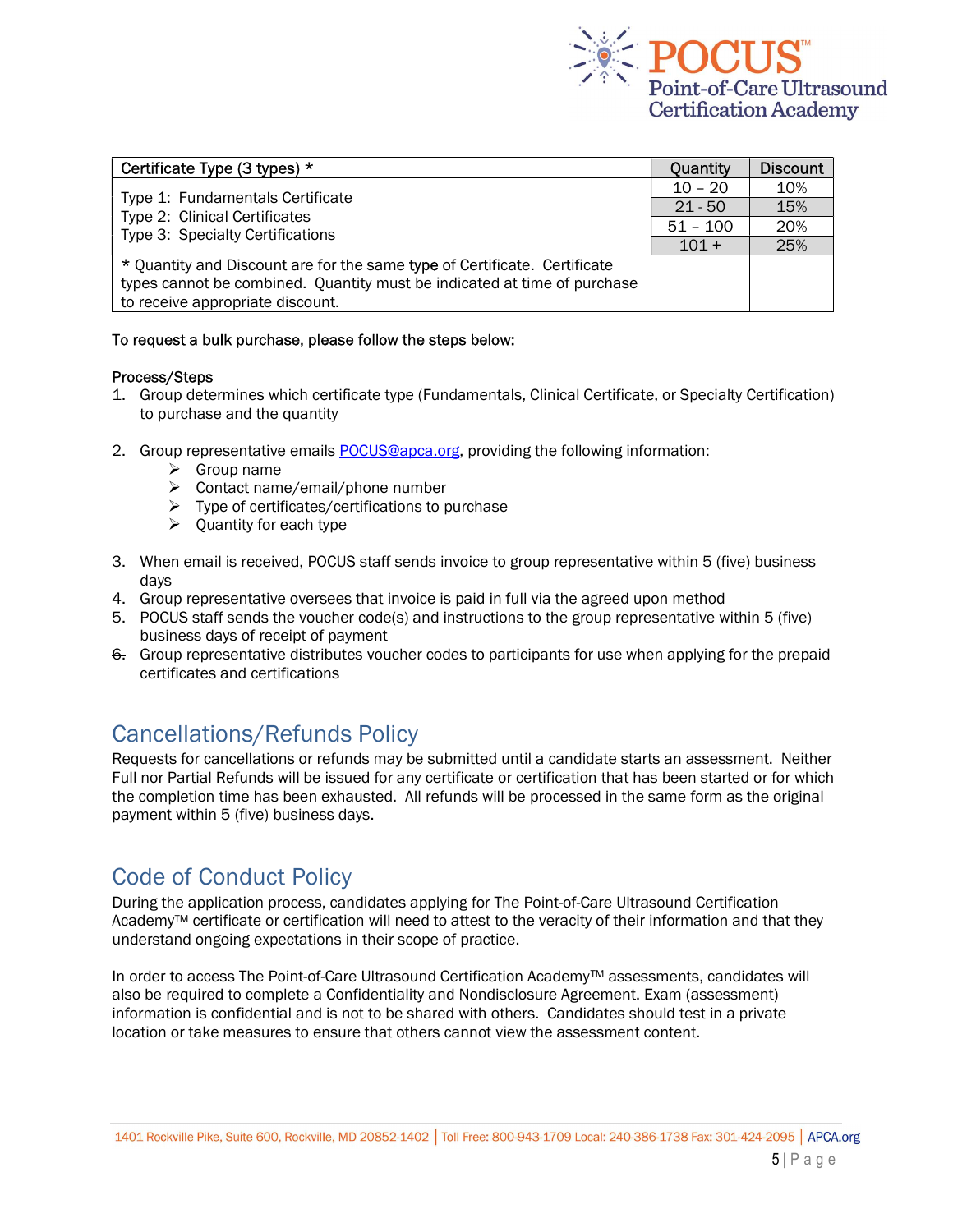| Certificate Type (3 types) * | Quantity | Discount |
|---|---|---|
| Type 1: Fundamentals Certificate<br>Type 2: Clinical Certificates<br>Type 3: Specialty Certifications | 10 – 20 | 10% |
| | 21 - 50 | 15% |
| | 51 – 100 | 20% |
| | 101 + | 25% |
| * Quantity and Discount are for the same type of Certificate. Certificate types cannot be combined. Quantity must be indicated at time of purchase to receive appropriate discount. | | |

To request a bulk purchase, please follow the steps below:

Process/Steps

1. Group determines which certificate type (Fundamentals, Clinical Certificate, or Specialty Certification) to purchase and the quantity
2. Group representative emails POCUS@apca.org, providing the following information:
   - Group name
   - Contact name/email/phone number
   - Type of certificates/certifications to purchase
   - Quantity for each type
3. When email is received, POCUS staff sends invoice to group representative within 5 (five) business days
4. Group representative oversees that invoice is paid in full via the agreed upon method
5. POCUS staff sends the voucher code(s) and instructions to the group representative within 5 (five) business days of receipt of payment
6. Group representative distributes voucher codes to participants for use when applying for the prepaid certificates and certifications

## Cancellations/Refunds Policy

Requests for cancellations or refunds may be submitted until a candidate starts an assessment. Neither Full nor Partial Refunds will be issued for any certificate or certification that has been started or for which the completion time has been exhausted. All refunds will be processed in the same form as the original payment within 5 (five) business days.

## Code of Conduct Policy

During the application process, candidates applying for The Point-of-Care Ultrasound Certification Academy™ certificate or certification will need to attest to the veracity of their information and that they understand ongoing expectations in their scope of practice.

In order to access The Point-of-Care Ultrasound Certification Academy™ assessments, candidates will also be required to complete a Confidentiality and Nondisclosure Agreement. Exam (assessment) information is confidential and is not to be shared with others. Candidates should test in a private location or take measures to ensure that others cannot view the assessment content.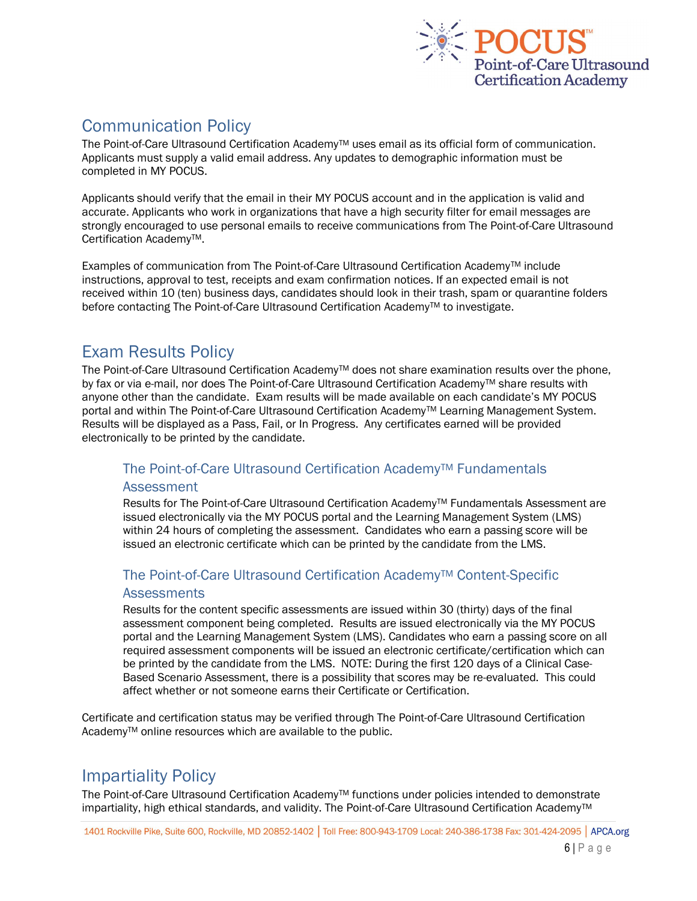## Communication Policy

The Point-of-Care Ultrasound Certification Academy™ uses email as its official form of communication. Applicants must supply a valid email address. Any updates to demographic information must be completed in MY POCUS.

Applicants should verify that the email in their MY POCUS account and in the application is valid and accurate. Applicants who work in organizations that have a high security filter for email messages are strongly encouraged to use personal emails to receive communications from The Point-of-Care Ultrasound Certification Academy™.

Examples of communication from The Point-of-Care Ultrasound Certification Academy™ include instructions, approval to test, receipts and exam confirmation notices. If an expected email is not received within 10 (ten) business days, candidates should look in their trash, spam or quarantine folders before contacting The Point-of-Care Ultrasound Certification Academy™ to investigate.

## Exam Results Policy

The Point-of-Care Ultrasound Certification Academy™ does not share examination results over the phone, by fax or via e-mail, nor does The Point-of-Care Ultrasound Certification Academy™ share results with anyone other than the candidate. Exam results will be made available on each candidate's MY POCUS portal and within The Point-of-Care Ultrasound Certification Academy™ Learning Management System. Results will be displayed as a Pass, Fail, or In Progress. Any certificates earned will be provided electronically to be printed by the candidate.

### The Point-of-Care Ultrasound Certification Academy™ Fundamentals Assessment

Results for The Point-of-Care Ultrasound Certification Academy™ Fundamentals Assessment are issued electronically via the MY POCUS portal and the Learning Management System (LMS) within 24 hours of completing the assessment. Candidates who earn a passing score will be issued an electronic certificate which can be printed by the candidate from the LMS.

### The Point-of-Care Ultrasound Certification Academy™ Content-Specific Assessments

Results for the content specific assessments are issued within 30 (thirty) days of the final assessment component being completed. Results are issued electronically via the MY POCUS portal and the Learning Management System (LMS). Candidates who earn a passing score on all required assessment components will be issued an electronic certificate/certification which can be printed by the candidate from the LMS. NOTE: During the first 120 days of a Clinical Case-Based Scenario Assessment, there is a possibility that scores may be re-evaluated. This could affect whether or not someone earns their Certificate or Certification.

Certificate and certification status may be verified through The Point-of-Care Ultrasound Certification Academy™ online resources which are available to the public.

## Impartiality Policy

The Point-of-Care Ultrasound Certification Academy™ functions under policies intended to demonstrate impartiality, high ethical standards, and validity. The Point-of-Care Ultrasound Certification Academy™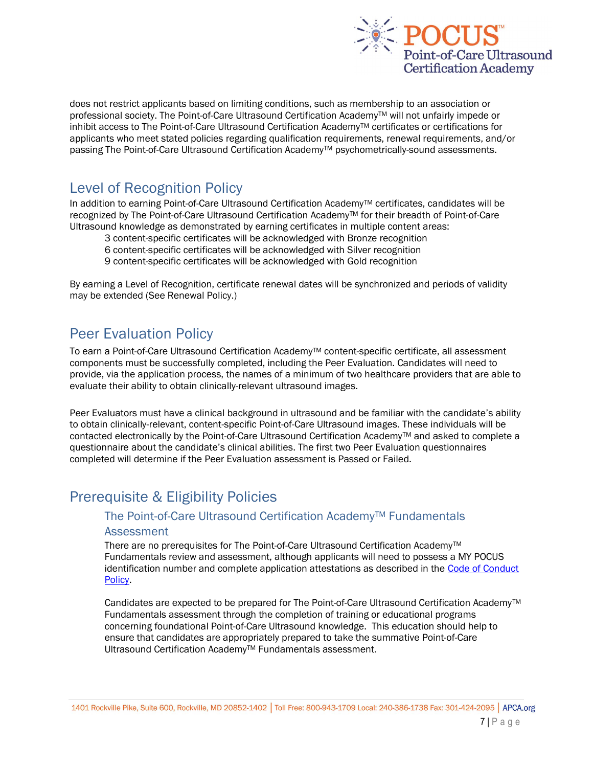does not restrict applicants based on limiting conditions, such as membership to an association or professional society. The Point-of-Care Ultrasound Certification Academy™ will not unfairly impede or inhibit access to The Point-of-Care Ultrasound Certification Academy™ certificates or certifications for applicants who meet stated policies regarding qualification requirements, renewal requirements, and/or passing The Point-of-Care Ultrasound Certification Academy™ psychometrically-sound assessments.

## Level of Recognition Policy

In addition to earning Point-of-Care Ultrasound Certification Academy™ certificates, candidates will be recognized by The Point-of-Care Ultrasound Certification Academy™ for their breadth of Point-of-Care Ultrasound knowledge as demonstrated by earning certificates in multiple content areas:

3 content-specific certificates will be acknowledged with Bronze recognition
6 content-specific certificates will be acknowledged with Silver recognition
9 content-specific certificates will be acknowledged with Gold recognition

By earning a Level of Recognition, certificate renewal dates will be synchronized and periods of validity may be extended (See Renewal Policy.)

## Peer Evaluation Policy

To earn a Point-of-Care Ultrasound Certification Academy™ content-specific certificate, all assessment components must be successfully completed, including the Peer Evaluation. Candidates will need to provide, via the application process, the names of a minimum of two healthcare providers that are able to evaluate their ability to obtain clinically-relevant ultrasound images.

Peer Evaluators must have a clinical background in ultrasound and be familiar with the candidate's ability to obtain clinically-relevant, content-specific Point-of-Care Ultrasound images. These individuals will be contacted electronically by the Point-of-Care Ultrasound Certification Academy™ and asked to complete a questionnaire about the candidate's clinical abilities. The first two Peer Evaluation questionnaires completed will determine if the Peer Evaluation assessment is Passed or Failed.

## Prerequisite & Eligibility Policies

### The Point-of-Care Ultrasound Certification Academy™ Fundamentals Assessment

There are no prerequisites for The Point-of-Care Ultrasound Certification Academy™ Fundamentals review and assessment, although applicants will need to possess a MY POCUS identification number and complete application attestations as described in the Code of Conduct Policy.

Candidates are expected to be prepared for The Point-of-Care Ultrasound Certification Academy™ Fundamentals assessment through the completion of training or educational programs concerning foundational Point-of-Care Ultrasound knowledge. This education should help to ensure that candidates are appropriately prepared to take the summative Point-of-Care Ultrasound Certification Academy™ Fundamentals assessment.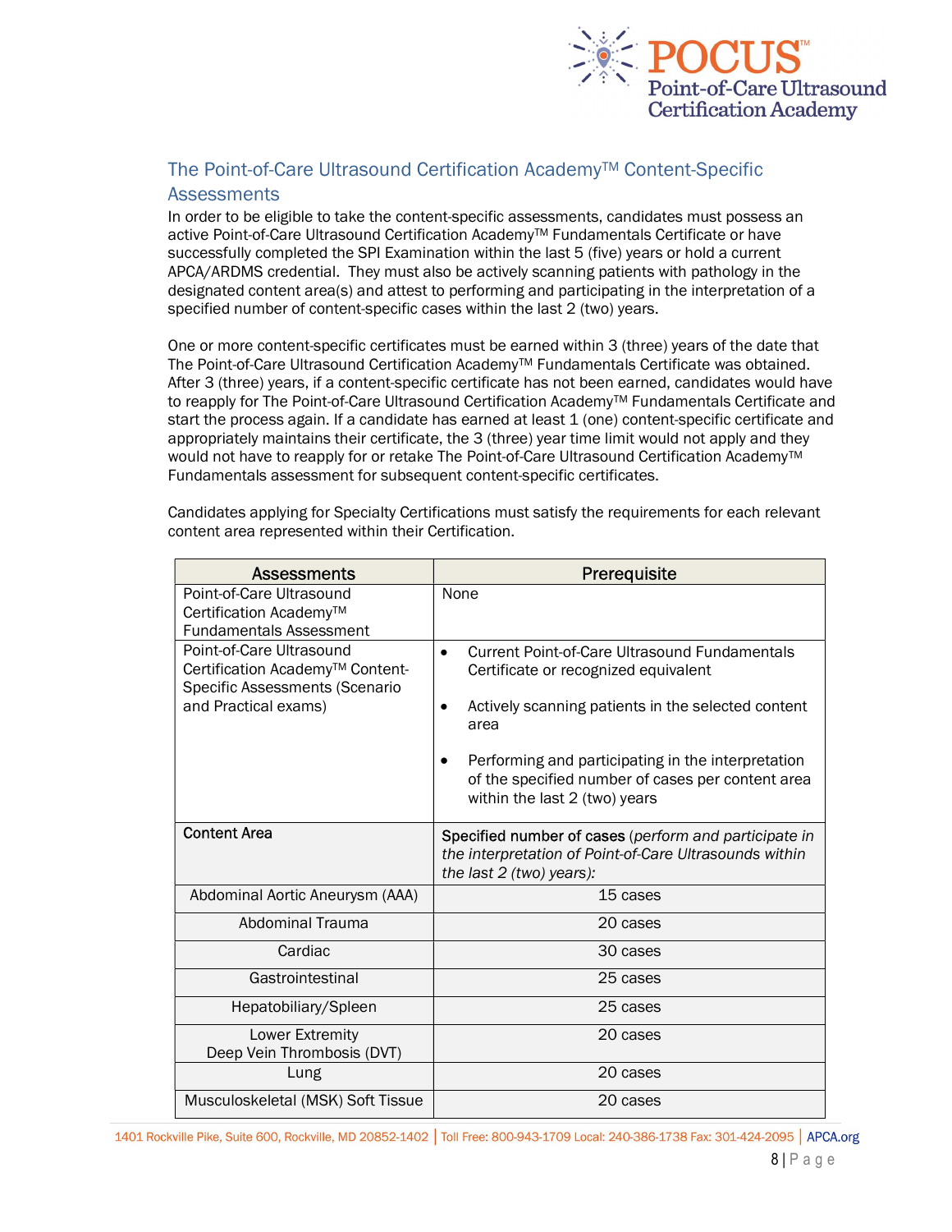## The Point-of-Care Ultrasound Certification Academy™ Content-Specific Assessments

In order to be eligible to take the content-specific assessments, candidates must possess an active Point-of-Care Ultrasound Certification Academy™ Fundamentals Certificate or have successfully completed the SPI Examination within the last 5 (five) years or hold a current APCA/ARDMS credential. They must also be actively scanning patients with pathology in the designated content area(s) and attest to performing and participating in the interpretation of a specified number of content-specific cases within the last 2 (two) years.

One or more content-specific certificates must be earned within 3 (three) years of the date that The Point-of-Care Ultrasound Certification Academy™ Fundamentals Certificate was obtained. After 3 (three) years, if a content-specific certificate has not been earned, candidates would have to reapply for The Point-of-Care Ultrasound Certification Academy™ Fundamentals Certificate and start the process again. If a candidate has earned at least 1 (one) content-specific certificate and appropriately maintains their certificate, the 3 (three) year time limit would not apply and they would not have to reapply for or retake The Point-of-Care Ultrasound Certification Academy™ Fundamentals assessment for subsequent content-specific certificates.

Candidates applying for Specialty Certifications must satisfy the requirements for each relevant content area represented within their Certification.

| Assessments | Prerequisite |
|---|---|
| Point-of-Care Ultrasound Certification Academy™ Fundamentals Assessment | None |
| Point-of-Care Ultrasound Certification Academy™ Content-Specific Assessments (Scenario and Practical exams) | • Current Point-of-Care Ultrasound Fundamentals Certificate or recognized equivalent<br>• Actively scanning patients in the selected content area<br>• Performing and participating in the interpretation of the specified number of cases per content area within the last 2 (two) years |
| **Content Area** | **Specified number of cases** (*perform and participate in the interpretation of Point-of-Care Ultrasounds within the last 2 (two) years):* |
| Abdominal Aortic Aneurysm (AAA) | 15 cases |
| Abdominal Trauma | 20 cases |
| Cardiac | 30 cases |
| Gastrointestinal | 25 cases |
| Hepatobiliary/Spleen | 25 cases |
| Lower Extremity Deep Vein Thrombosis (DVT) | 20 cases |
| Lung | 20 cases |
| Musculoskeletal (MSK) Soft Tissue | 20 cases |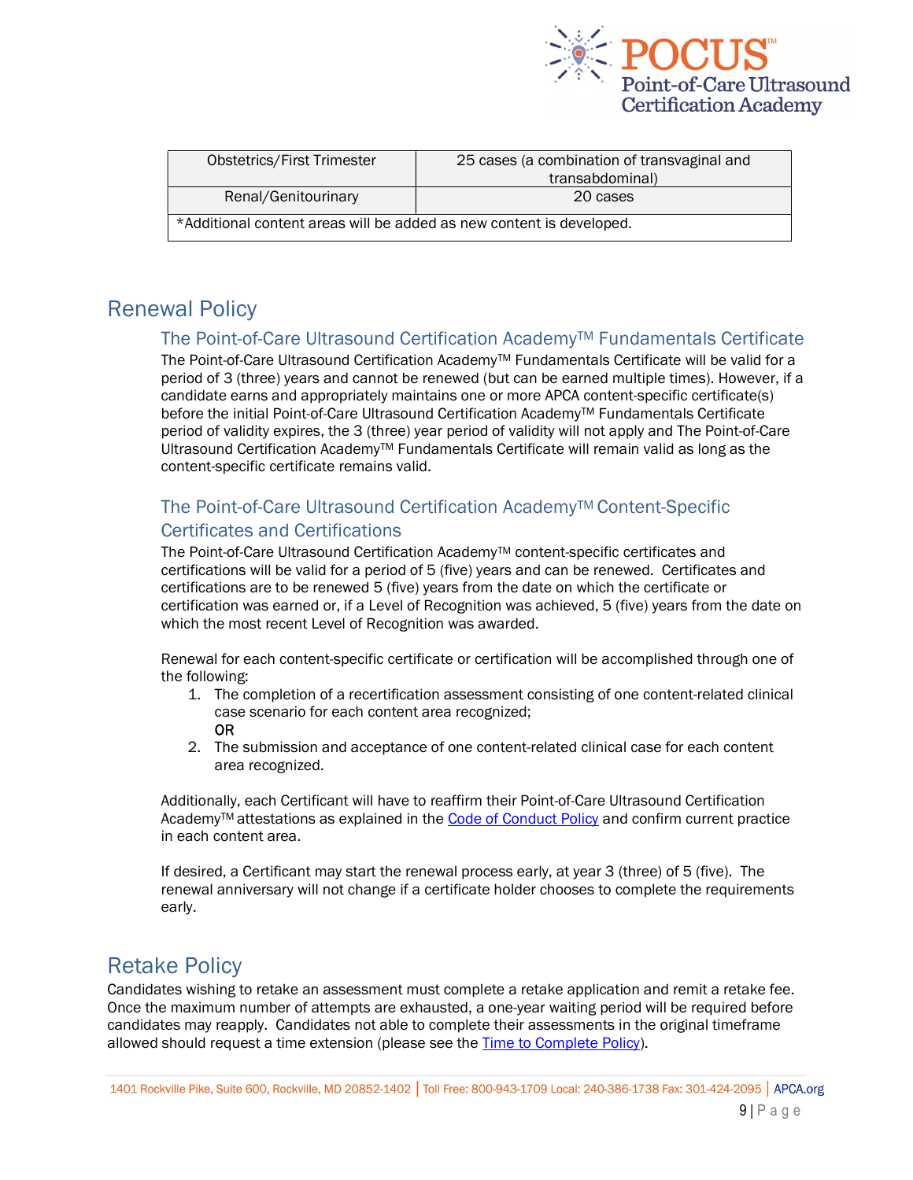| Obstetrics/First Trimester | 25 cases (a combination of transvaginal and transabdominal) |
|---|---|
| Renal/Genitourinary | 20 cases |
| *Additional content areas will be added as new content is developed. | |

## Renewal Policy

### The Point-of-Care Ultrasound Certification Academy™ Fundamentals Certificate

The Point-of-Care Ultrasound Certification Academy™ Fundamentals Certificate will be valid for a period of 3 (three) years and cannot be renewed (but can be earned multiple times). However, if a candidate earns and appropriately maintains one or more APCA content-specific certificate(s) before the initial Point-of-Care Ultrasound Certification Academy™ Fundamentals Certificate period of validity expires, the 3 (three) year period of validity will not apply and The Point-of-Care Ultrasound Certification Academy™ Fundamentals Certificate will remain valid as long as the content-specific certificate remains valid.

### The Point-of-Care Ultrasound Certification Academy™ Content-Specific Certificates and Certifications

The Point-of-Care Ultrasound Certification Academy™ content-specific certificates and certifications will be valid for a period of 5 (five) years and can be renewed. Certificates and certifications are to be renewed 5 (five) years from the date on which the certificate or certification was earned or, if a Level of Recognition was achieved, 5 (five) years from the date on which the most recent Level of Recognition was awarded.

Renewal for each content-specific certificate or certification will be accomplished through one of the following:

1. The completion of a recertification assessment consisting of one content-related clinical case scenario for each content area recognized;
   OR
2. The submission and acceptance of one content-related clinical case for each content area recognized.

Additionally, each Certificant will have to reaffirm their Point-of-Care Ultrasound Certification Academy™ attestations as explained in the Code of Conduct Policy and confirm current practice in each content area.

If desired, a Certificant may start the renewal process early, at year 3 (three) of 5 (five). The renewal anniversary will not change if a certificate holder chooses to complete the requirements early.

## Retake Policy

Candidates wishing to retake an assessment must complete a retake application and remit a retake fee. Once the maximum number of attempts are exhausted, a one-year waiting period will be required before candidates may reapply. Candidates not able to complete their assessments in the original timeframe allowed should request a time extension (please see the Time to Complete Policy).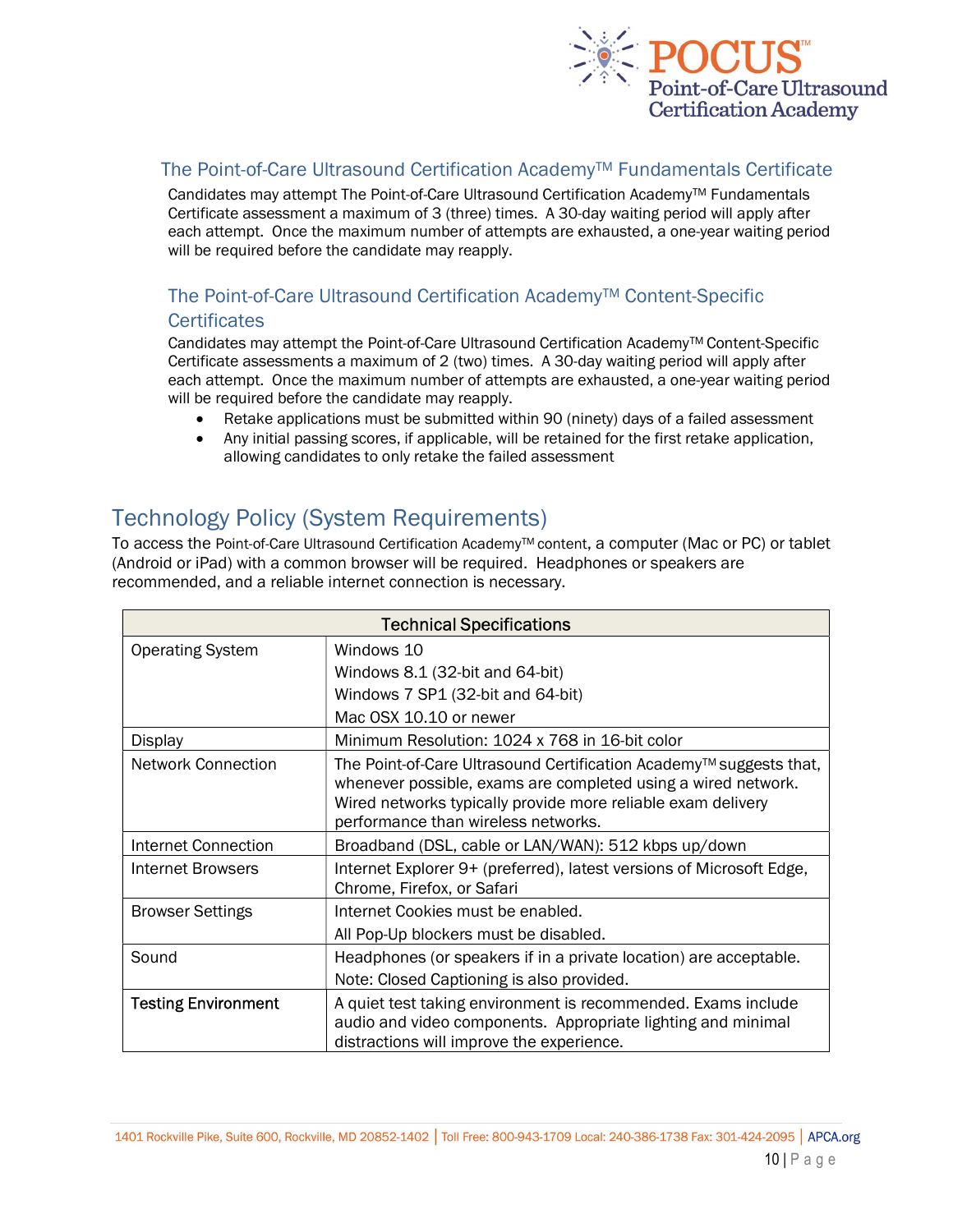### The Point-of-Care Ultrasound Certification Academy™ Fundamentals Certificate

Candidates may attempt The Point-of-Care Ultrasound Certification Academy™ Fundamentals Certificate assessment a maximum of 3 (three) times. A 30-day waiting period will apply after each attempt. Once the maximum number of attempts are exhausted, a one-year waiting period will be required before the candidate may reapply.

### The Point-of-Care Ultrasound Certification Academy™ Content-Specific Certificates

Candidates may attempt the Point-of-Care Ultrasound Certification Academy™ Content-Specific Certificate assessments a maximum of 2 (two) times. A 30-day waiting period will apply after each attempt. Once the maximum number of attempts are exhausted, a one-year waiting period will be required before the candidate may reapply.

- Retake applications must be submitted within 90 (ninety) days of a failed assessment
- Any initial passing scores, if applicable, will be retained for the first retake application, allowing candidates to only retake the failed assessment

## Technology Policy (System Requirements)

To access the Point-of-Care Ultrasound Certification Academy™ content, a computer (Mac or PC) or tablet (Android or iPad) with a common browser will be required. Headphones or speakers are recommended, and a reliable internet connection is necessary.

| Technical Specifications | |
|---|---|
| Operating System | Windows 10<br>Windows 8.1 (32-bit and 64-bit)<br>Windows 7 SP1 (32-bit and 64-bit)<br>Mac OSX 10.10 or newer |
| Display | Minimum Resolution: 1024 x 768 in 16-bit color |
| Network Connection | The Point-of-Care Ultrasound Certification Academy™ suggests that, whenever possible, exams are completed using a wired network. Wired networks typically provide more reliable exam delivery performance than wireless networks. |
| Internet Connection | Broadband (DSL, cable or LAN/WAN): 512 kbps up/down |
| Internet Browsers | Internet Explorer 9+ (preferred), latest versions of Microsoft Edge, Chrome, Firefox, or Safari |
| Browser Settings | Internet Cookies must be enabled.<br>All Pop-Up blockers must be disabled. |
| Sound | Headphones (or speakers if in a private location) are acceptable.<br>Note: Closed Captioning is also provided. |
| **Testing Environment** | A quiet test taking environment is recommended. Exams include audio and video components. Appropriate lighting and minimal distractions will improve the experience. |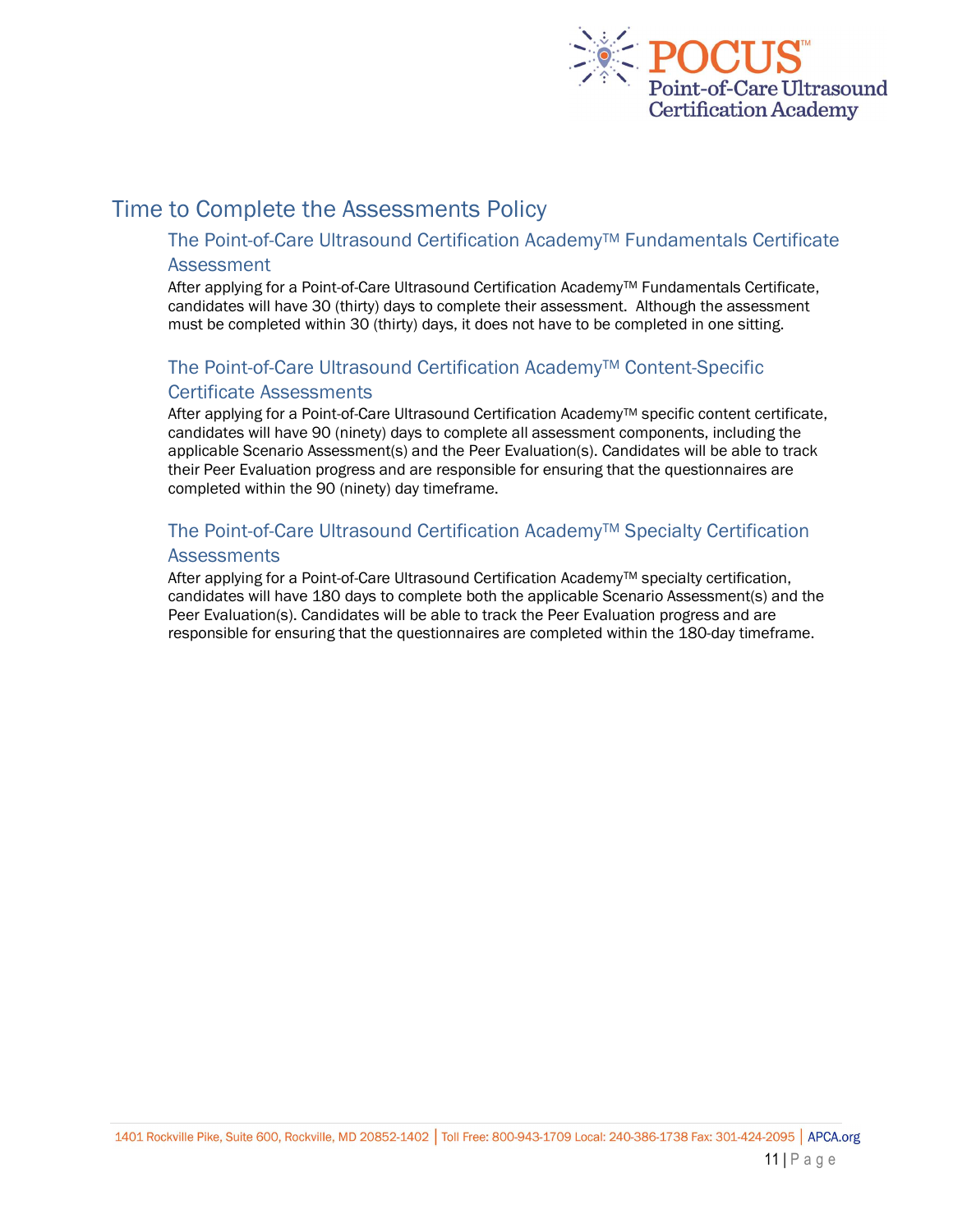# Time to Complete the Assessments Policy

## The Point-of-Care Ultrasound Certification Academy™ Fundamentals Certificate Assessment

After applying for a Point-of-Care Ultrasound Certification Academy™ Fundamentals Certificate, candidates will have 30 (thirty) days to complete their assessment. Although the assessment must be completed within 30 (thirty) days, it does not have to be completed in one sitting.

## The Point-of-Care Ultrasound Certification Academy™ Content-Specific Certificate Assessments

After applying for a Point-of-Care Ultrasound Certification Academy™ specific content certificate, candidates will have 90 (ninety) days to complete all assessment components, including the applicable Scenario Assessment(s) and the Peer Evaluation(s). Candidates will be able to track their Peer Evaluation progress and are responsible for ensuring that the questionnaires are completed within the 90 (ninety) day timeframe.

## The Point-of-Care Ultrasound Certification Academy™ Specialty Certification Assessments

After applying for a Point-of-Care Ultrasound Certification Academy™ specialty certification, candidates will have 180 days to complete both the applicable Scenario Assessment(s) and the Peer Evaluation(s). Candidates will be able to track the Peer Evaluation progress and are responsible for ensuring that the questionnaires are completed within the 180-day timeframe.